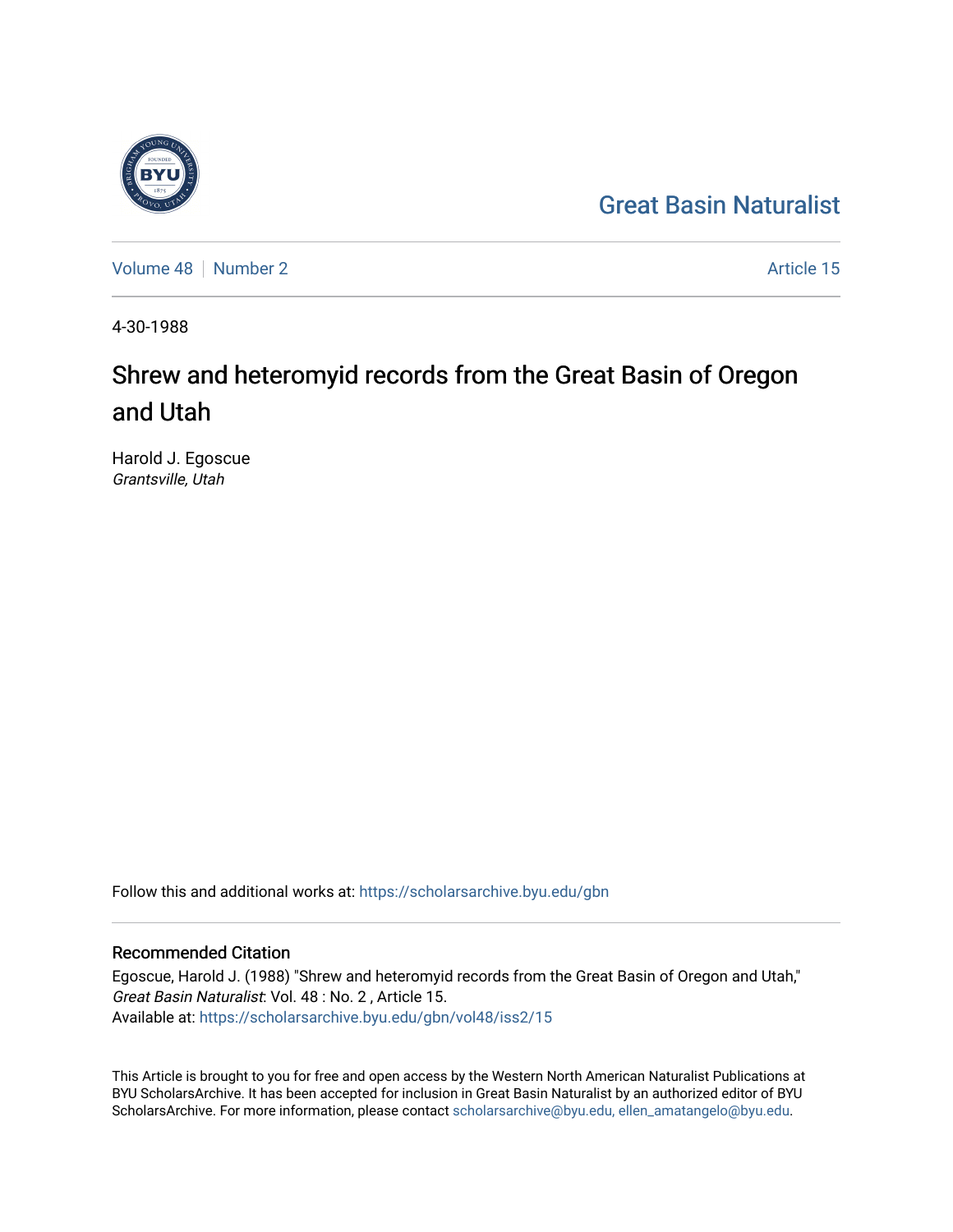Great Basin Naturalist

Volume 48 | Number 2 | Article 15

4-30-1988

# Shrew and heteromyid records from the Great Basin of Oregon and Utah

Harold J. Egoscue
*Grantsville, Utah*

Follow this and additional works at: https://scholarsarchive.byu.edu/gbn

## Recommended Citation

Egoscue, Harold J. (1988) "Shrew and heteromyid records from the Great Basin of Oregon and Utah," *Great Basin Naturalist*: Vol. 48 : No. 2 , Article 15.
Available at: https://scholarsarchive.byu.edu/gbn/vol48/iss2/15

This Article is brought to you for free and open access by the Western North American Naturalist Publications at BYU ScholarsArchive. It has been accepted for inclusion in Great Basin Naturalist by an authorized editor of BYU ScholarsArchive. For more information, please contact scholarsarchive@byu.edu, ellen_amatangelo@byu.edu.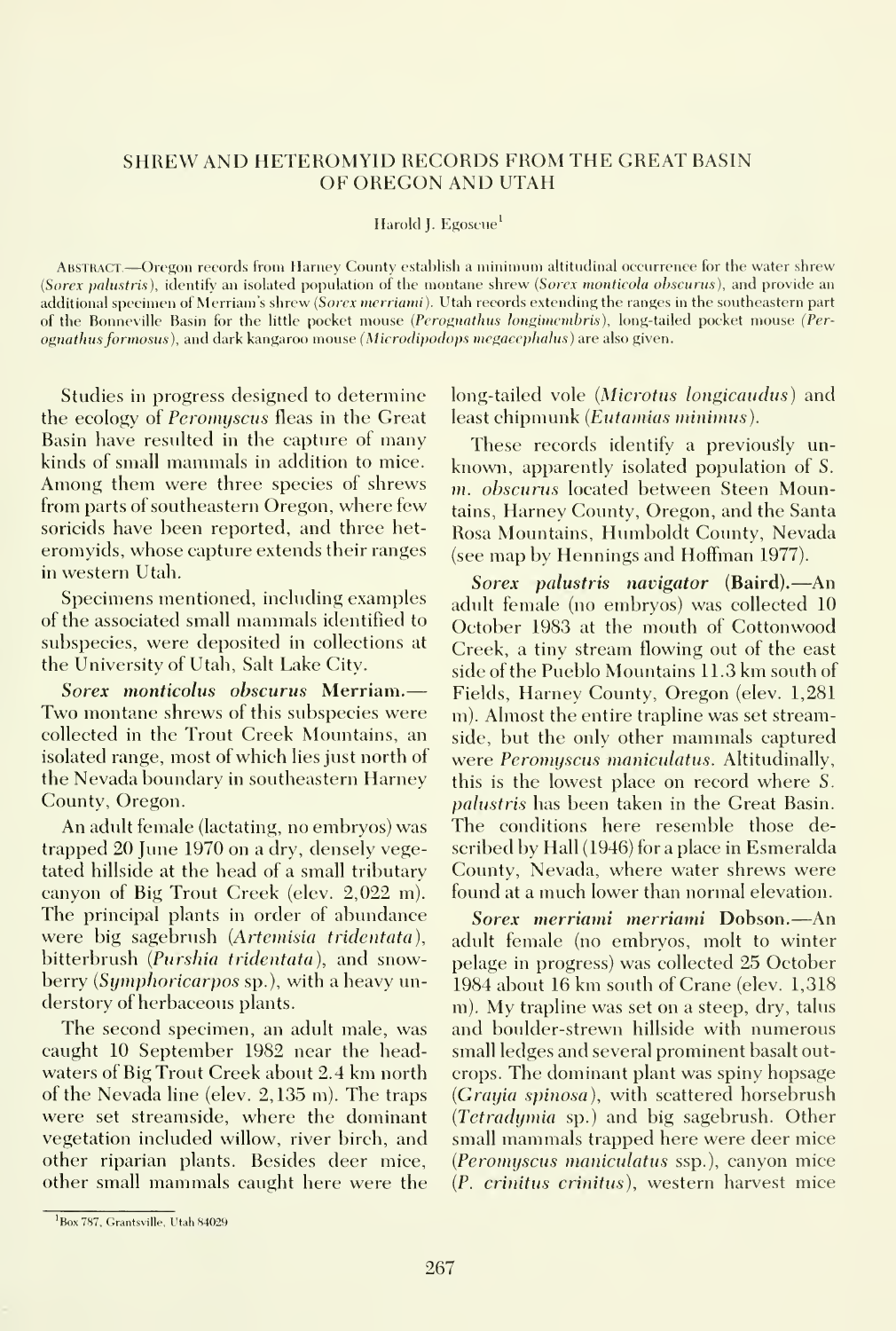# SHREW AND HETEROMYID RECORDS FROM THE GREAT BASIN OF OREGON AND UTAH

Harold J. Egoscue[1]

Abstract.—Oregon records from Harney County establish a minimum altitudinal occurrence for the water shrew (*Sorex palustris*), identify an isolated population of the montane shrew (*Sorex monticola obscurus*), and provide an additional specimen of Merriam's shrew (*Sorex merriami*). Utah records extending the ranges in the southeastern part of the Bonneville Basin for the little pocket mouse (*Perognathus longimembris*), long-tailed pocket mouse (*Perognathus formosus*), and dark kangaroo mouse (*Microdipodops megacephalus*) are also given.

Studies in progress designed to determine the ecology of *Peromyscus* fleas in the Great Basin have resulted in the capture of many kinds of small mammals in addition to mice. Among them were three species of shrews from parts of southeastern Oregon, where few soricids have been reported, and three heteromyids, whose capture extends their ranges in western Utah.

Specimens mentioned, including examples of the associated small mammals identified to subspecies, were deposited in collections at the University of Utah, Salt Lake City.

***Sorex monticolus obscurus* Merriam.**—Two montane shrews of this subspecies were collected in the Trout Creek Mountains, an isolated range, most of which lies just north of the Nevada boundary in southeastern Harney County, Oregon.

An adult female (lactating, no embryos) was trapped 20 June 1970 on a dry, densely vegetated hillside at the head of a small tributary canyon of Big Trout Creek (elev. 2,022 m). The principal plants in order of abundance were big sagebrush (*Artemisia tridentata*), bitterbrush (*Purshia tridentata*), and snowberry (*Symphoricarpos* sp.), with a heavy understory of herbaceous plants.

The second specimen, an adult male, was caught 10 September 1982 near the headwaters of Big Trout Creek about 2.4 km north of the Nevada line (elev. 2,135 m). The traps were set streamside, where the dominant vegetation included willow, river birch, and other riparian plants. Besides deer mice, other small mammals caught here were the long-tailed vole (*Microtus longicaudus*) and least chipmunk (*Eutamias minimus*).

These records identify a previously unknown, apparently isolated population of *S. m. obscurus* located between Steen Mountains, Harney County, Oregon, and the Santa Rosa Mountains, Humboldt County, Nevada (see map by Hennings and Hoffman 1977).

***Sorex palustris navigator* (Baird).**—An adult female (no embryos) was collected 10 October 1983 at the mouth of Cottonwood Creek, a tiny stream flowing out of the east side of the Pueblo Mountains 11.3 km south of Fields, Harney County, Oregon (elev. 1,281 m). Almost the entire trapline was set streamside, but the only other mammals captured were *Peromyscus maniculatus*. Altitudinally, this is the lowest place on record where *S. palustris* has been taken in the Great Basin. The conditions here resemble those described by Hall (1946) for a place in Esmeralda County, Nevada, where water shrews were found at a much lower than normal elevation.

***Sorex merriami merriami* Dobson.**—An adult female (no embryos, molt to winter pelage in progress) was collected 25 October 1984 about 16 km south of Crane (elev. 1,318 m). My trapline was set on a steep, dry, talus and boulder-strewn hillside with numerous small ledges and several prominent basalt outcrops. The dominant plant was spiny hopsage (*Grayia spinosa*), with scattered horsebrush (*Tetradymia* sp.) and big sagebrush. Other small mammals trapped here were deer mice (*Peromyscus maniculatus* ssp.), canyon mice (*P. crinitus crinitus*), western harvest mice

[1]Box 787, Grantsville, Utah 84029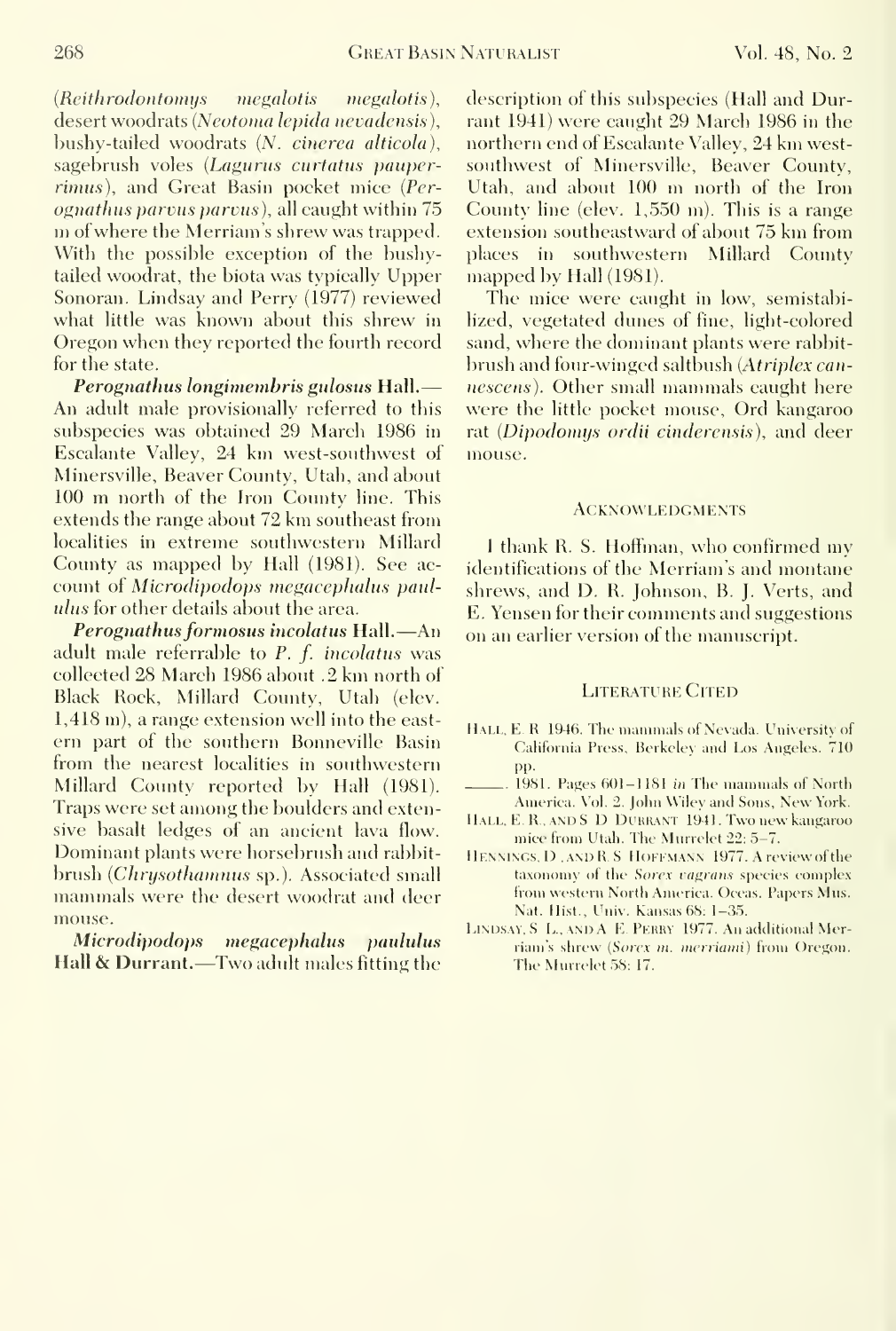(*Reithrodontomys megalotis megalotis*), desert woodrats (*Neotoma lepida nevadensis*), bushy-tailed woodrats (*N. cinerea alticola*), sagebrush voles (*Lagurus curtatus pauperrimus*), and Great Basin pocket mice (*Perognathus parvus parvus*), all caught within 75 m of where the Merriam's shrew was trapped. With the possible exception of the bushy-tailed woodrat, the biota was typically Upper Sonoran. Lindsay and Perry (1977) reviewed what little was known about this shrew in Oregon when they reported the fourth record for the state.

***Perognathus longimembris gulosus* Hall.**—An adult male provisionally referred to this subspecies was obtained 29 March 1986 in Escalante Valley, 24 km west-southwest of Minersville, Beaver County, Utah, and about 100 m north of the Iron County line. This extends the range about 72 km southeast from localities in extreme southwestern Millard County as mapped by Hall (1981). See account of *Microdipodops megacephalus paululus* for other details about the area.

***Perognathus formosus incolatus* Hall.**—An adult male referrable to *P. f. incolatus* was collected 28 March 1986 about .2 km north of Black Rock, Millard County, Utah (elev. 1,418 m), a range extension well into the eastern part of the southern Bonneville Basin from the nearest localities in southwestern Millard County reported by Hall (1981). Traps were set among the boulders and extensive basalt ledges of an ancient lava flow. Dominant plants were horsebrush and rabbitbrush (*Chrysothamnus* sp.). Associated small mammals were the desert woodrat and deer mouse.

***Microdipodops megacephalus paululus* Hall & Durrant.**—Two adult males fitting the description of this subspecies (Hall and Durrant 1941) were caught 29 March 1986 in the northern end of Escalante Valley, 24 km west-southwest of Minersville, Beaver County, Utah, and about 100 m north of the Iron County line (elev. 1,550 m). This is a range extension southeastward of about 75 km from places in southwestern Millard County mapped by Hall (1981).

The mice were caught in low, semistabilized, vegetated dunes of fine, light-colored sand, where the dominant plants were rabbitbrush and four-winged saltbush (*Atriplex cannescens*). Other small mammals caught here were the little pocket mouse, Ord kangaroo rat (*Dipodomys ordii cinderensis*), and deer mouse.

## Acknowledgments

I thank R. S. Hoffman, who confirmed my identifications of the Merriam's and montane shrews, and D. R. Johnson, B. J. Verts, and E. Yensen for their comments and suggestions on an earlier version of the manuscript.

## Literature Cited

Hall, E. R. 1946. The mammals of Nevada. University of California Press, Berkeley and Los Angeles. 710 pp.

———. 1981. Pages 601–1181 *in* The mammals of North America. Vol. 2. John Wiley and Sons, New York.

Hall, E. R., and S. D. Durrant. 1941. Two new kangaroo mice from Utah. The Murrelet 22: 5–7.

Hennings, D., and R. S. Hoffmann. 1977. A review of the taxonomy of the *Sorex vagrans* species complex from western North America. Occas. Papers Mus. Nat. Hist., Univ. Kansas 68: 1–35.

Lindsay, S. L., and A. E. Perry. 1977. An additional Merriam's shrew (*Sorex m. merriami*) from Oregon. The Murrelet 58: 17.